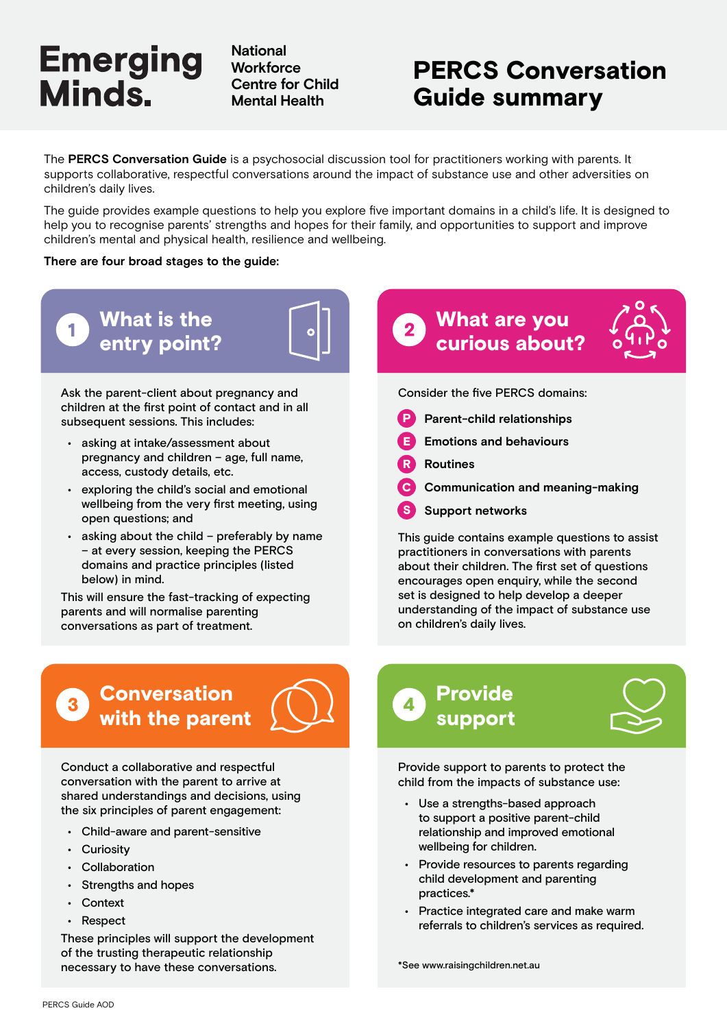Emerging Minds.

National Workforce Centre for Child Mental Health

# PERCS Conversation Guide summary

The **PERCS Conversation Guide** is a psychosocial discussion tool for practitioners working with parents. It supports collaborative, respectful conversations around the impact of substance use and other adversities on children's daily lives.

The guide provides example questions to help you explore five important domains in a child's life. It is designed to help you to recognise parents' strengths and hopes for their family, and opportunities to support and improve children's mental and physical health, resilience and wellbeing.

**There are four broad stages to the guide:**

## 1 What is the entry point?

Ask the parent-client about pregnancy and children at the first point of contact and in all subsequent sessions. This includes:

- asking at intake/assessment about pregnancy and children – age, full name, access, custody details, etc.
- exploring the child's social and emotional wellbeing from the very first meeting, using open questions; and
- asking about the child – preferably by name – at every session, keeping the PERCS domains and practice principles (listed below) in mind.

This will ensure the fast-tracking of expecting parents and will normalise parenting conversations as part of treatment.

## 2 What are you curious about?

Consider the five PERCS domains:

- **P** **Parent-child relationships**
- **E** **Emotions and behaviours**
- **R** **Routines**
- **C** **Communication and meaning-making**
- **S** **Support networks**

This guide contains example questions to assist practitioners in conversations with parents about their children. The first set of questions encourages open enquiry, while the second set is designed to help develop a deeper understanding of the impact of substance use on children's daily lives.

## 3 Conversation with the parent

Conduct a collaborative and respectful conversation with the parent to arrive at shared understandings and decisions, using the six principles of parent engagement:

- Child-aware and parent-sensitive
- Curiosity
- Collaboration
- Strengths and hopes
- Context
- Respect

These principles will support the development of the trusting therapeutic relationship necessary to have these conversations.

## 4 Provide support

Provide support to parents to protect the child from the impacts of substance use:

- Use a strengths-based approach to support a positive parent-child relationship and improved emotional wellbeing for children.
- Provide resources to parents regarding child development and parenting practices.*
- Practice integrated care and make warm referrals to children's services as required.

*See www.raisingchildren.net.au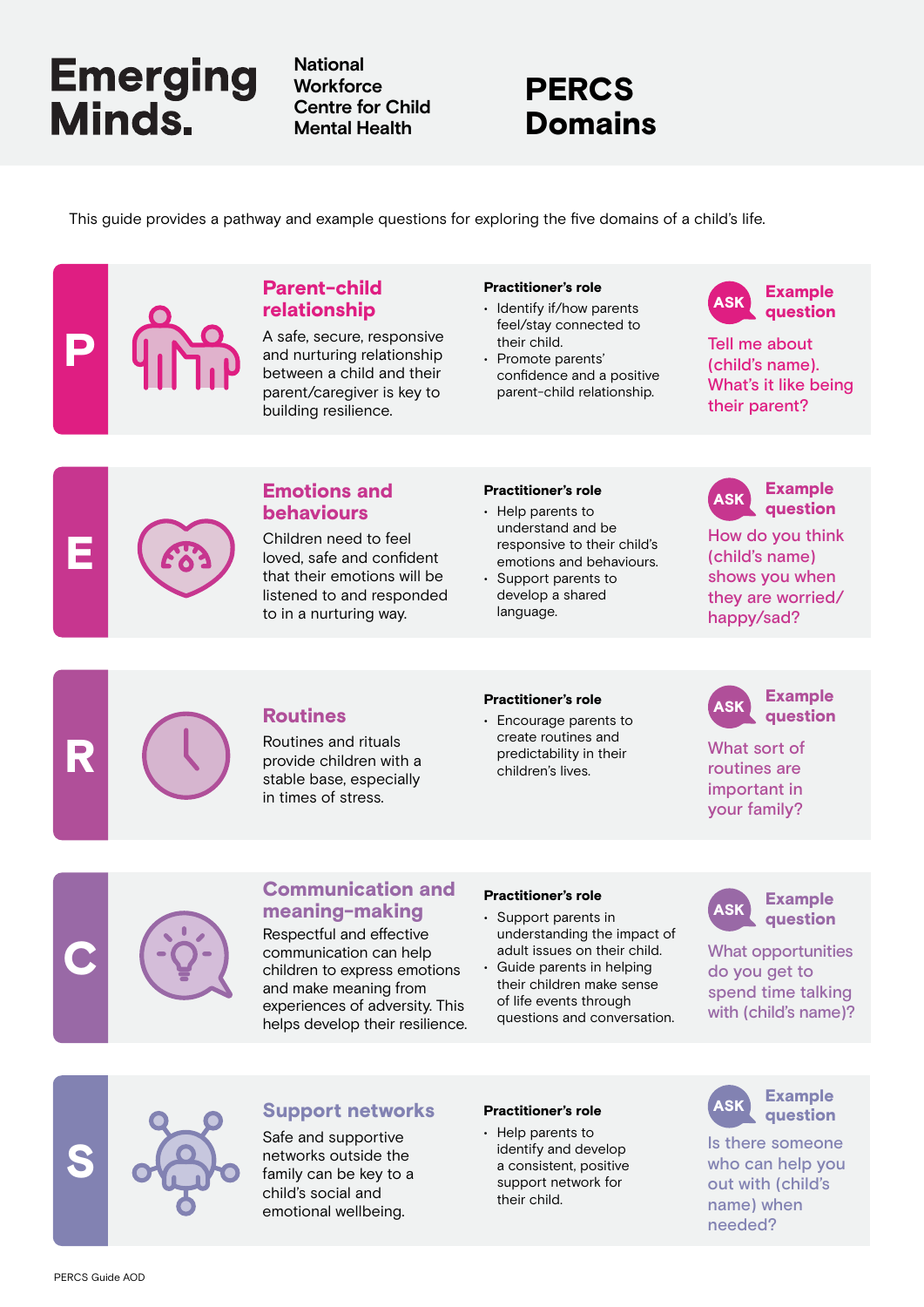# Emerging Minds.

National Workforce Centre for Child Mental Health

# PERCS Domains

This guide provides a pathway and example questions for exploring the five domains of a child's life.

## P

### Parent-child relationship

A safe, secure, responsive and nurturing relationship between a child and their parent/caregiver is key to building resilience.

**Practitioner's role**

- Identify if/how parents feel/stay connected to their child.
- Promote parents' confidence and a positive parent-child relationship.

**ASK Example question**

Tell me about (child's name). What's it like being their parent?

## E

### Emotions and behaviours

Children need to feel loved, safe and confident that their emotions will be listened to and responded to in a nurturing way.

**Practitioner's role**

- Help parents to understand and be responsive to their child's emotions and behaviours.
- Support parents to develop a shared language.

**ASK Example question**

How do you think (child's name) shows you when they are worried/happy/sad?

## R

### Routines

Routines and rituals provide children with a stable base, especially in times of stress.

**Practitioner's role**

- Encourage parents to create routines and predictability in their children's lives.

**ASK Example question**

What sort of routines are important in your family?

## C

### Communication and meaning-making

Respectful and effective communication can help children to express emotions and make meaning from experiences of adversity. This helps develop their resilience.

**Practitioner's role**

- Support parents in understanding the impact of adult issues on their child.
- Guide parents in helping their children make sense of life events through questions and conversation.

**ASK Example question**

What opportunities do you get to spend time talking with (child's name)?

## S

### Support networks

Safe and supportive networks outside the family can be key to a child's social and emotional wellbeing.

**Practitioner's role**

- Help parents to identify and develop a consistent, positive support network for their child.

**ASK Example question**

Is there someone who can help you out with (child's name) when needed?

PERCS Guide AOD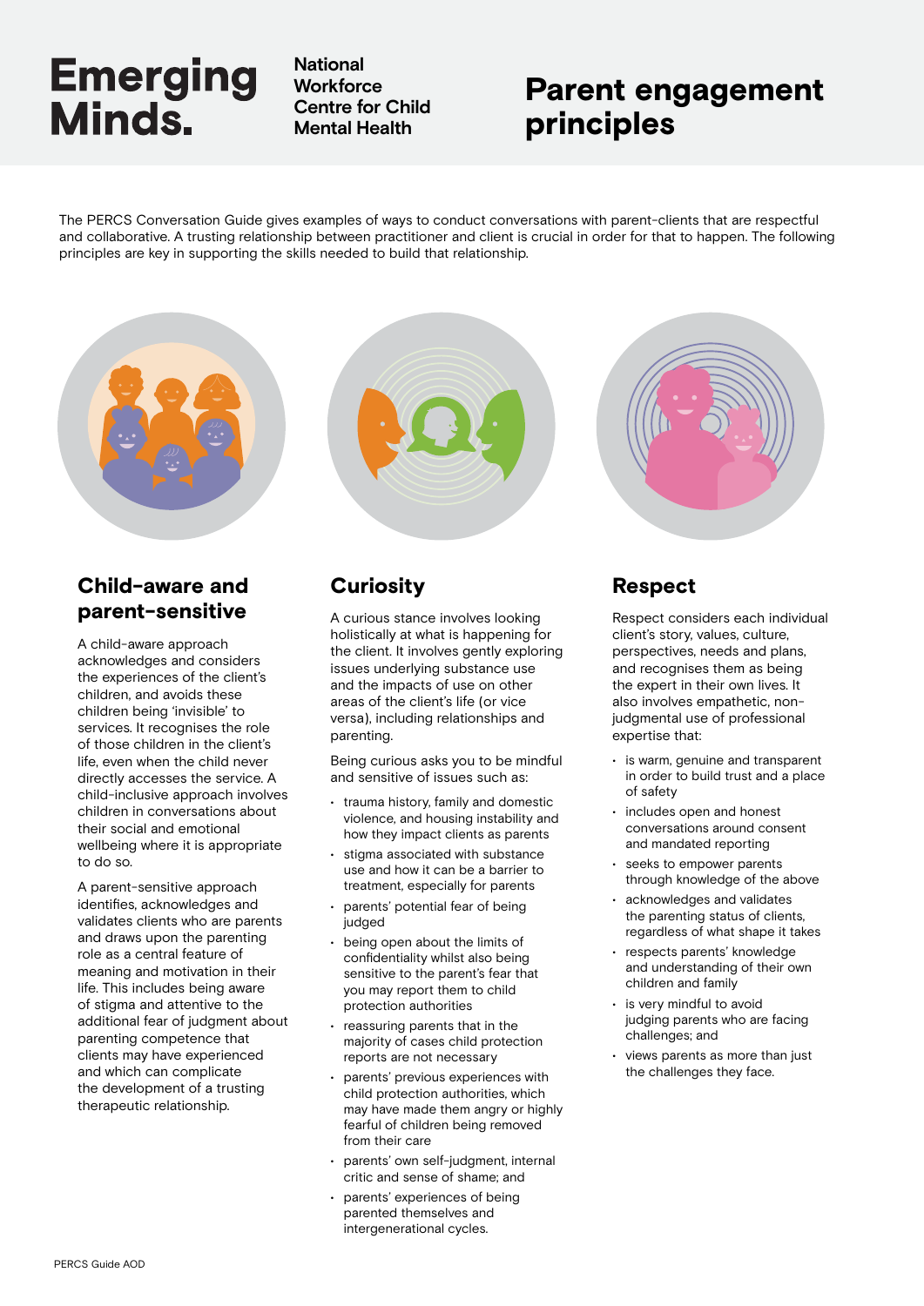Emerging Minds.

National Workforce Centre for Child Mental Health

# Parent engagement principles

The PERCS Conversation Guide gives examples of ways to conduct conversations with parent-clients that are respectful and collaborative. A trusting relationship between practitioner and client is crucial in order for that to happen. The following principles are key in supporting the skills needed to build that relationship.

## Child-aware and parent-sensitive

A child-aware approach acknowledges and considers the experiences of the client's children, and avoids these children being 'invisible' to services. It recognises the role of those children in the client's life, even when the child never directly accesses the service. A child-inclusive approach involves children in conversations about their social and emotional wellbeing where it is appropriate to do so.

A parent-sensitive approach identifies, acknowledges and validates clients who are parents and draws upon the parenting role as a central feature of meaning and motivation in their life. This includes being aware of stigma and attentive to the additional fear of judgment about parenting competence that clients may have experienced and which can complicate the development of a trusting therapeutic relationship.

## Curiosity

A curious stance involves looking holistically at what is happening for the client. It involves gently exploring issues underlying substance use and the impacts of use on other areas of the client's life (or vice versa), including relationships and parenting.

Being curious asks you to be mindful and sensitive of issues such as:

- trauma history, family and domestic violence, and housing instability and how they impact clients as parents
- stigma associated with substance use and how it can be a barrier to treatment, especially for parents
- parents' potential fear of being judged
- being open about the limits of confidentiality whilst also being sensitive to the parent's fear that you may report them to child protection authorities
- reassuring parents that in the majority of cases child protection reports are not necessary
- parents' previous experiences with child protection authorities, which may have made them angry or highly fearful of children being removed from their care
- parents' own self-judgment, internal critic and sense of shame; and
- parents' experiences of being parented themselves and intergenerational cycles.

## Respect

Respect considers each individual client's story, values, culture, perspectives, needs and plans, and recognises them as being the expert in their own lives. It also involves empathetic, non-judgmental use of professional expertise that:

- is warm, genuine and transparent in order to build trust and a place of safety
- includes open and honest conversations around consent and mandated reporting
- seeks to empower parents through knowledge of the above
- acknowledges and validates the parenting status of clients, regardless of what shape it takes
- respects parents' knowledge and understanding of their own children and family
- is very mindful to avoid judging parents who are facing challenges; and
- views parents as more than just the challenges they face.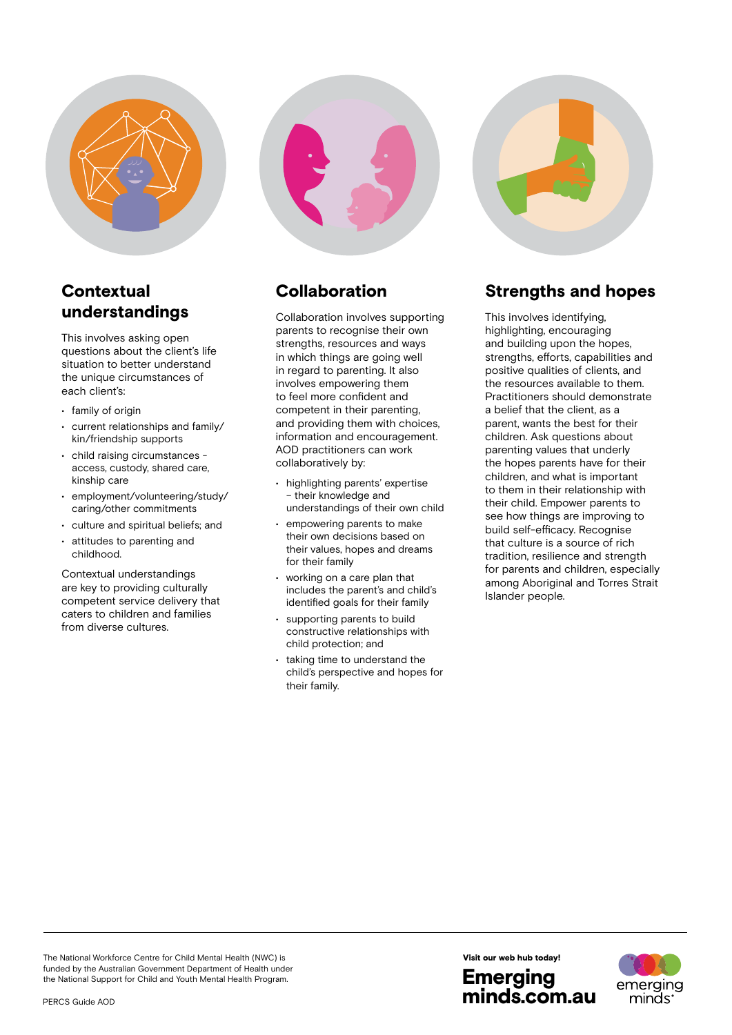## Contextual understandings

This involves asking open questions about the client's life situation to better understand the unique circumstances of each client's:

- family of origin
- current relationships and family/kin/friendship supports
- child raising circumstances – access, custody, shared care, kinship care
- employment/volunteering/study/caring/other commitments
- culture and spiritual beliefs; and
- attitudes to parenting and childhood.

Contextual understandings are key to providing culturally competent service delivery that caters to children and families from diverse cultures.

## Collaboration

Collaboration involves supporting parents to recognise their own strengths, resources and ways in which things are going well in regard to parenting. It also involves empowering them to feel more confident and competent in their parenting, and providing them with choices, information and encouragement. AOD practitioners can work collaboratively by:

- highlighting parents' expertise – their knowledge and understandings of their own child
- empowering parents to make their own decisions based on their values, hopes and dreams for their family
- working on a care plan that includes the parent's and child's identified goals for their family
- supporting parents to build constructive relationships with child protection; and
- taking time to understand the child's perspective and hopes for their family.

## Strengths and hopes

This involves identifying, highlighting, encouraging and building upon the hopes, strengths, efforts, capabilities and positive qualities of clients, and the resources available to them. Practitioners should demonstrate a belief that the client, as a parent, wants the best for their children. Ask questions about parenting values that underly the hopes parents have for their children, and what is important to them in their relationship with their child. Empower parents to see how things are improving to build self-efficacy. Recognise that culture is a source of rich tradition, resilience and strength for parents and children, especially among Aboriginal and Torres Strait Islander people.

The National Workforce Centre for Child Mental Health (NWC) is funded by the Australian Government Department of Health under the National Support for Child and Youth Mental Health Program.

PERCS Guide AOD

**Visit our web hub today!**

**Emerging minds.com.au**

emerging minds.